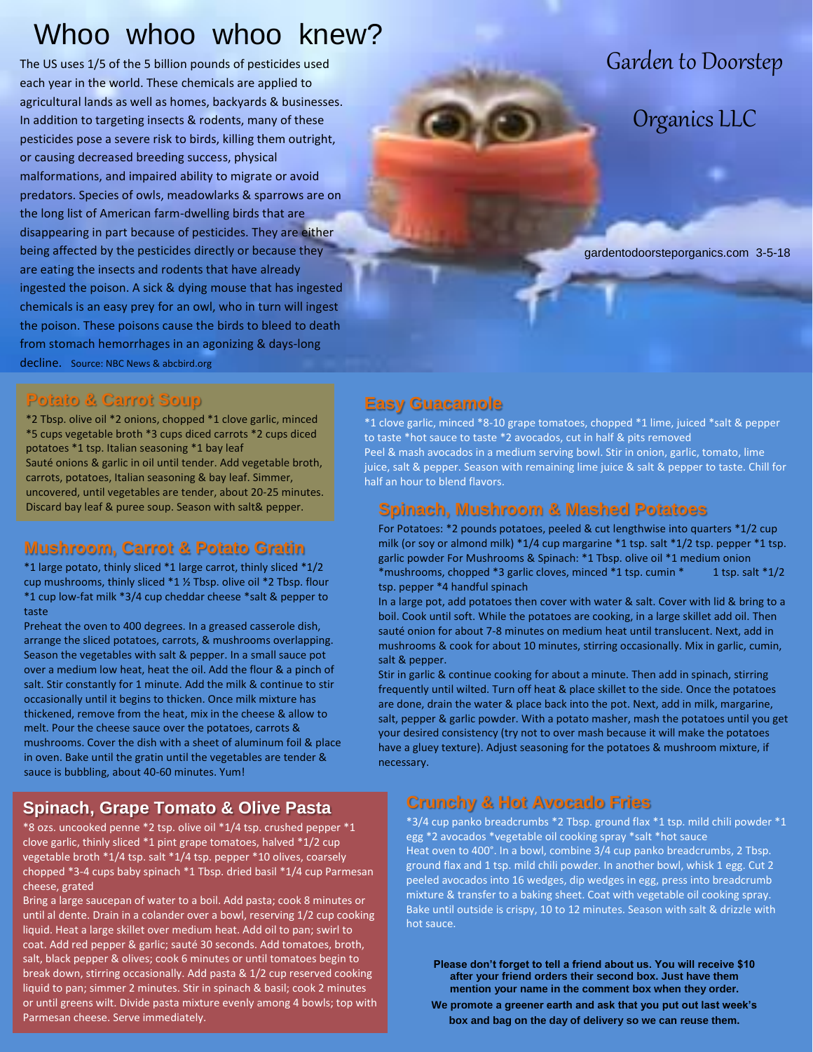# Whoo whoo whoo knew?

The US uses 1/5 of the 5 billion pounds of pesticides used each year in the world. These chemicals are applied to agricultural lands as well as homes, backyards & businesses. In addition to targeting insects & rodents, many of these pesticides pose a severe risk to birds, killing them outright, or causing decreased breeding success, physical malformations, and impaired ability to migrate or avoid predators. Species of owls, meadowlarks & sparrows are on the long list of American farm-dwelling birds that are disappearing in part because of pesticides. They are either being affected by the pesticides directly or because they are eating the insects and rodents that have already ingested the poison. A sick & dying mouse that has ingested chemicals is an easy prey for an owl, who in turn will ingest the poison. These poisons cause the birds to bleed to death from stomach hemorrhages in an agonizing & days-long decline. Source: NBC News & abcbird.org

# Garden to Doorstep Organics LLC

gardentodoorsteporganics.com 3-5-18

## Potato & Carrot Soup

*2 Tbsp. olive oil *2 onions, chopped *1 clove garlic, minced *5 cups vegetable broth *3 cups diced carrots *2 cups diced potatoes *1 tsp. Italian seasoning *1 bay leaf

Sauté onions & garlic in oil until tender. Add vegetable broth, carrots, potatoes, Italian seasoning & bay leaf. Simmer, uncovered, until vegetables are tender, about 20-25 minutes. Discard bay leaf & puree soup. Season with salt& pepper.

## Mushroom, Carrot & Potato Gratin

*1 large potato, thinly sliced *1 large carrot, thinly sliced *1/2 cup mushrooms, thinly sliced *1 ½ Tbsp. olive oil *2 Tbsp. flour *1 cup low-fat milk *3/4 cup cheddar cheese *salt & pepper to taste

Preheat the oven to 400 degrees. In a greased casserole dish, arrange the sliced potatoes, carrots, & mushrooms overlapping. Season the vegetables with salt & pepper. In a small sauce pot over a medium low heat, heat the oil. Add the flour & a pinch of salt. Stir constantly for 1 minute. Add the milk & continue to stir occasionally until it begins to thicken. Once milk mixture has thickened, remove from the heat, mix in the cheese & allow to melt. Pour the cheese sauce over the potatoes, carrots & mushrooms. Cover the dish with a sheet of aluminum foil & place in oven. Bake until the gratin until the vegetables are tender & sauce is bubbling, about 40-60 minutes. Yum!

## Spinach, Grape Tomato & Olive Pasta

*8 ozs. uncooked penne *2 tsp. olive oil *1/4 tsp. crushed pepper *1 clove garlic, thinly sliced *1 pint grape tomatoes, halved *1/2 cup vegetable broth *1/4 tsp. salt *1/4 tsp. pepper *10 olives, coarsely chopped *3-4 cups baby spinach *1 Tbsp. dried basil *1/4 cup Parmesan cheese, grated

Bring a large saucepan of water to a boil. Add pasta; cook 8 minutes or until al dente. Drain in a colander over a bowl, reserving 1/2 cup cooking liquid. Heat a large skillet over medium heat. Add oil to pan; swirl to coat. Add red pepper & garlic; sauté 30 seconds. Add tomatoes, broth, salt, black pepper & olives; cook 6 minutes or until tomatoes begin to break down, stirring occasionally. Add pasta & 1/2 cup reserved cooking liquid to pan; simmer 2 minutes. Stir in spinach & basil; cook 2 minutes or until greens wilt. Divide pasta mixture evenly among 4 bowls; top with Parmesan cheese. Serve immediately.

## Easy Guacamole

*1 clove garlic, minced *8-10 grape tomatoes, chopped *1 lime, juiced *salt & pepper to taste *hot sauce to taste *2 avocados, cut in half & pits removed

Peel & mash avocados in a medium serving bowl. Stir in onion, garlic, tomato, lime juice, salt & pepper. Season with remaining lime juice & salt & pepper to taste. Chill for half an hour to blend flavors.

## Spinach, Mushroom & Mashed Potatoes

For Potatoes: *2 pounds potatoes, peeled & cut lengthwise into quarters *1/2 cup milk (or soy or almond milk) *1/4 cup margarine *1 tsp. salt *1/2 tsp. pepper *1 tsp. garlic powder For Mushrooms & Spinach: *1 Tbsp. olive oil *1 medium onion *mushrooms, chopped *3 garlic cloves, minced *1 tsp. cumin * 1 tsp. salt *1/2 tsp. pepper *4 handful spinach

In a large pot, add potatoes then cover with water & salt. Cover with lid & bring to a boil. Cook until soft. While the potatoes are cooking, in a large skillet add oil. Then sauté onion for about 7-8 minutes on medium heat until translucent. Next, add in mushrooms & cook for about 10 minutes, stirring occasionally. Mix in garlic, cumin, salt & pepper.

Stir in garlic & continue cooking for about a minute. Then add in spinach, stirring frequently until wilted. Turn off heat & place skillet to the side. Once the potatoes are done, drain the water & place back into the pot. Next, add in milk, margarine, salt, pepper & garlic powder. With a potato masher, mash the potatoes until you get your desired consistency (try not to over mash because it will make the potatoes have a gluey texture). Adjust seasoning for the potatoes & mushroom mixture, if necessary.

## Crunchy & Hot Avocado Fries

*3/4 cup panko breadcrumbs *2 Tbsp. ground flax *1 tsp. mild chili powder *1 egg *2 avocados *vegetable oil cooking spray *salt *hot sauce

Heat oven to 400°. In a bowl, combine 3/4 cup panko breadcrumbs, 2 Tbsp. ground flax and 1 tsp. mild chili powder. In another bowl, whisk 1 egg. Cut 2 peeled avocados into 16 wedges, dip wedges in egg, press into breadcrumb mixture & transfer to a baking sheet. Coat with vegetable oil cooking spray. Bake until outside is crispy, 10 to 12 minutes. Season with salt & drizzle with hot sauce.

**Please don't forget to tell a friend about us. You will receive $10 after your friend orders their second box. Just have them mention your name in the comment box when they order.**

**We promote a greener earth and ask that you put out last week's box and bag on the day of delivery so we can reuse them.**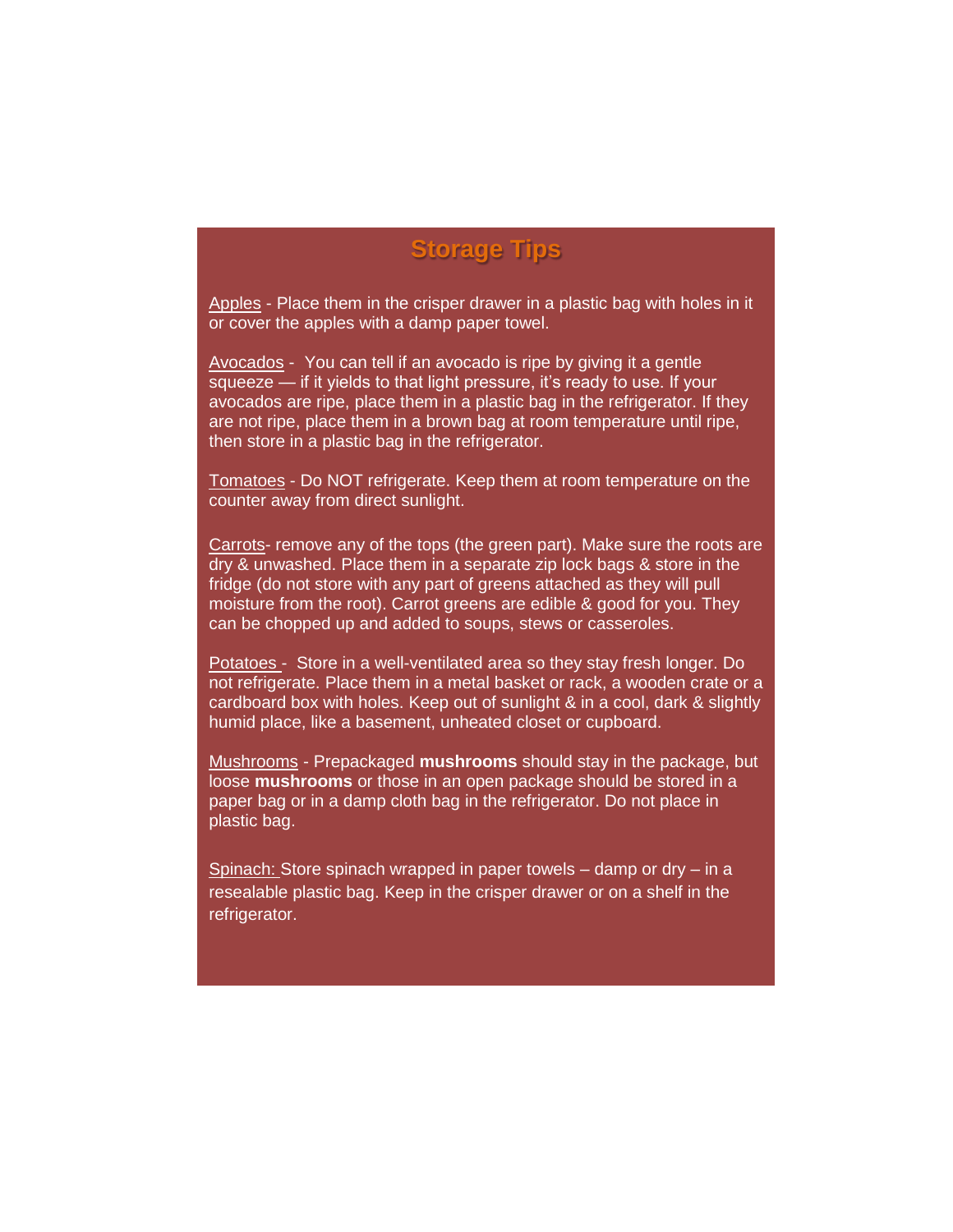## Storage Tips

Apples - Place them in the crisper drawer in a plastic bag with holes in it or cover the apples with a damp paper towel.

Avocados - You can tell if an avocado is ripe by giving it a gentle squeeze — if it yields to that light pressure, it's ready to use. If your avocados are ripe, place them in a plastic bag in the refrigerator. If they are not ripe, place them in a brown bag at room temperature until ripe, then store in a plastic bag in the refrigerator.

Tomatoes - Do NOT refrigerate. Keep them at room temperature on the counter away from direct sunlight.

Carrots- remove any of the tops (the green part). Make sure the roots are dry & unwashed. Place them in a separate zip lock bags & store in the fridge (do not store with any part of greens attached as they will pull moisture from the root). Carrot greens are edible & good for you. They can be chopped up and added to soups, stews or casseroles.

Potatoes - Store in a well-ventilated area so they stay fresh longer. Do not refrigerate. Place them in a metal basket or rack, a wooden crate or a cardboard box with holes. Keep out of sunlight & in a cool, dark & slightly humid place, like a basement, unheated closet or cupboard.

Mushrooms - Prepackaged **mushrooms** should stay in the package, but loose **mushrooms** or those in an open package should be stored in a paper bag or in a damp cloth bag in the refrigerator. Do not place in plastic bag.

Spinach: Store spinach wrapped in paper towels – damp or dry – in a resealable plastic bag. Keep in the crisper drawer or on a shelf in the refrigerator.